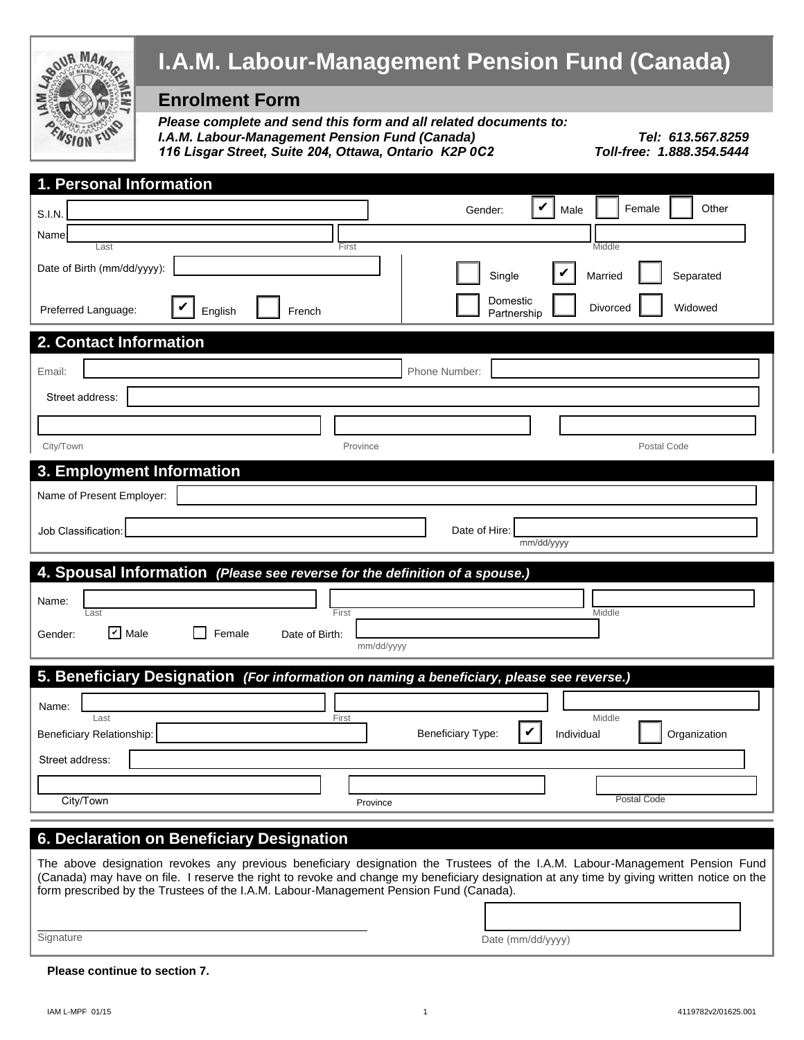# I.A.M. Labour-Management Pension Fund (Canada)

## Enrolment Form

***Please complete and send this form and all related documents to:***
***I.A.M. Labour-Management Pension Fund (Canada)***
***116 Lisgar Street, Suite 204, Ottawa, Ontario K2P 0C2***

***Tel: 613.567.8259***
***Toll-free: 1.888.354.5444***

## 1. Personal Information

S.I.N.: ____________________

Gender: ☑ Male ☐ Female ☐ Other

Name: ____________________ (Last) ____________________ (First) ____________________ (Middle)

Date of Birth (mm/dd/yyyy): ____________________

☐ Single ☑ Married ☐ Separated
☐ Domestic Partnership ☐ Divorced ☐ Widowed

Preferred Language: ☑ English ☐ French

## 2. Contact Information

Email: ____________________ Phone Number: ____________________

Street address: ____________________

____________________ (City/Town) ____________________ (Province) ____________________ (Postal Code)

## 3. Employment Information

Name of Present Employer: ____________________

Job Classification: ____________________ Date of Hire: ____________________ (mm/dd/yyyy)

## 4. Spousal Information *(Please see reverse for the definition of a spouse.)*

Name: ____________________ (Last) ____________________ (First) ____________________ (Middle)

Gender: ☑ Male ☐ Female Date of Birth: ____________________ (mm/dd/yyyy)

## 5. Beneficiary Designation *(For information on naming a beneficiary, please see reverse.)*

Name: ____________________ (Last) ____________________ (First) ____________________ (Middle)

Beneficiary Relationship: ____________________ Beneficiary Type: ☑ Individual ☐ Organization

Street address: ____________________

____________________ (City/Town) ____________________ (Province) ____________________ (Postal Code)

## 6. Declaration on Beneficiary Designation

The above designation revokes any previous beneficiary designation the Trustees of the I.A.M. Labour-Management Pension Fund (Canada) may have on file. I reserve the right to revoke and change my beneficiary designation at any time by giving written notice on the form prescribed by the Trustees of the I.A.M. Labour-Management Pension Fund (Canada).

____________________ Signature ____________________ Date (mm/dd/yyyy)

**Please continue to section 7.**

IAM L-MPF 01/15 4119782v2/01625.001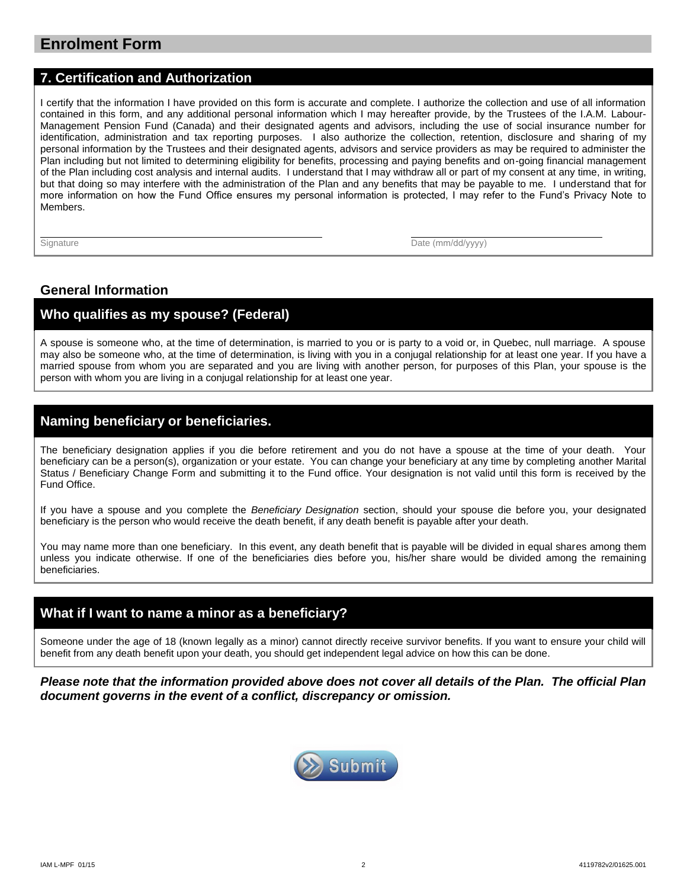# Enrolment Form

## 7. Certification and Authorization

I certify that the information I have provided on this form is accurate and complete. I authorize the collection and use of all information contained in this form, and any additional personal information which I may hereafter provide, by the Trustees of the I.A.M. Labour-Management Pension Fund (Canada) and their designated agents and advisors, including the use of social insurance number for identification, administration and tax reporting purposes. I also authorize the collection, retention, disclosure and sharing of my personal information by the Trustees and their designated agents, advisors and service providers as may be required to administer the Plan including but not limited to determining eligibility for benefits, processing and paying benefits and on-going financial management of the Plan including cost analysis and internal audits. I understand that I may withdraw all or part of my consent at any time, in writing, but that doing so may interfere with the administration of the Plan and any benefits that may be payable to me. I understand that for more information on how the Fund Office ensures my personal information is protected, I may refer to the Fund's Privacy Note to Members.

Signature ______________________ Date (mm/dd/yyyy) ______________________

## General Information

### Who qualifies as my spouse? (Federal)

A spouse is someone who, at the time of determination, is married to you or is party to a void or, in Quebec, null marriage. A spouse may also be someone who, at the time of determination, is living with you in a conjugal relationship for at least one year. If you have a married spouse from whom you are separated and you are living with another person, for purposes of this Plan, your spouse is the person with whom you are living in a conjugal relationship for at least one year.

### Naming beneficiary or beneficiaries.

The beneficiary designation applies if you die before retirement and you do not have a spouse at the time of your death. Your beneficiary can be a person(s), organization or your estate. You can change your beneficiary at any time by completing another Marital Status / Beneficiary Change Form and submitting it to the Fund office. Your designation is not valid until this form is received by the Fund Office.

If you have a spouse and you complete the *Beneficiary Designation* section, should your spouse die before you, your designated beneficiary is the person who would receive the death benefit, if any death benefit is payable after your death.

You may name more than one beneficiary. In this event, any death benefit that is payable will be divided in equal shares among them unless you indicate otherwise. If one of the beneficiaries dies before you, his/her share would be divided among the remaining beneficiaries.

### What if I want to name a minor as a beneficiary?

Someone under the age of 18 (known legally as a minor) cannot directly receive survivor benefits. If you want to ensure your child will benefit from any death benefit upon your death, you should get independent legal advice on how this can be done.

***Please note that the information provided above does not cover all details of the Plan. The official Plan document governs in the event of a conflict, discrepancy or omission.***

Submit